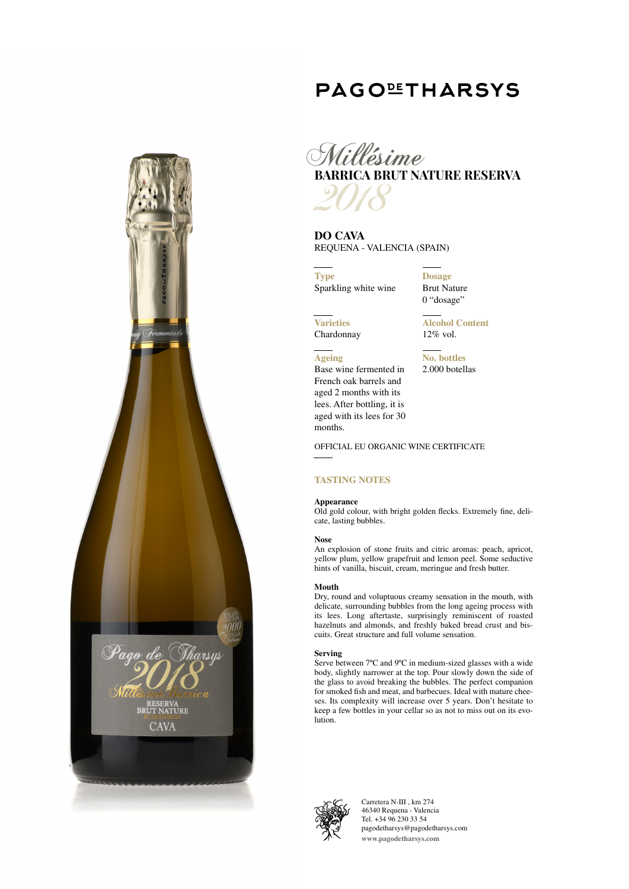# PAGO DE THARSYS

## *Millésime*

## BARRICA BRUT NATURE RESERVA

*2018*

**DO CAVA**
REQUENA - VALENCIA (SPAIN)

**Type**
Sparkling white wine

**Dosage**
Brut Nature
0 "dosage"

**Varieties**
Chardonnay

**Alcohol Content**
12% vol.

**Ageing**
Base wine fermented in French oak barrels and aged 2 months with its lees. After bottling, it is aged with its lees for 30 months.

**No. bottles**
2.000 botellas

OFFICIAL EU ORGANIC WINE CERTIFICATE

### TASTING NOTES

**Appearance**
Old gold colour, with bright golden flecks. Extremely fine, delicate, lasting bubbles.

**Nose**
An explosion of stone fruits and citric aromas: peach, apricot, yellow plum, yellow grapefruit and lemon peel. Some seductive hints of vanilla, biscuit, cream, meringue and fresh butter.

**Mouth**
Dry, round and voluptuous creamy sensation in the mouth, with delicate, surrounding bubbles from the long ageing process with its lees. Long aftertaste, surprisingly reminiscent of roasted hazelnuts and almonds, and freshly baked bread crust and biscuits. Great structure and full volume sensation.

**Serving**
Serve between 7ºC and 9ºC in medium-sized glasses with a wide body, slightly narrower at the top. Pour slowly down the side of the glass to avoid breaking the bubbles. The perfect companion for smoked fish and meat, and barbecues. Ideal with mature cheeses. Its complexity will increase over 5 years. Don't hesitate to keep a few bottles in your cellar so as not to miss out on its evolution.

Carretera N-III , km 274
46340 Requena - Valencia
Tel. +34 96 230 33 54
pagodetharsys@pagodetharsys.com
**www.pagodetharsys.com**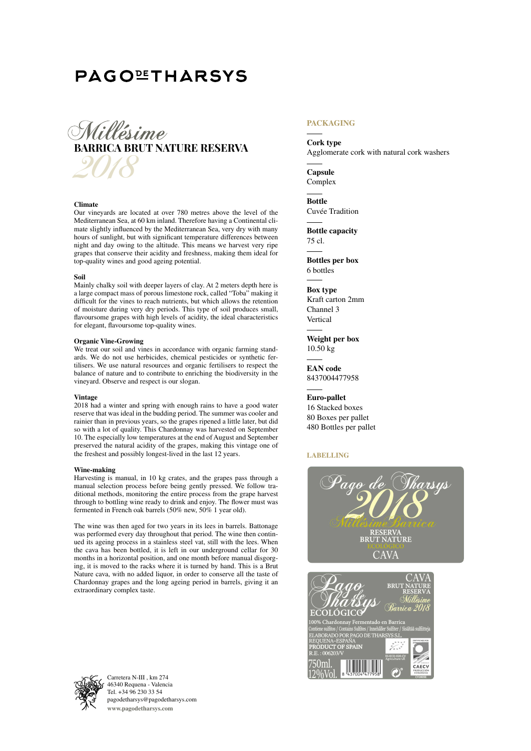# PAGO DE THARSYS

## Millésime
## BARRICA BRUT NATURE RESERVA
## 2018

**Climate**
Our vineyards are located at over 780 metres above the level of the Mediterranean Sea, at 60 km inland. Therefore having a Continental climate slightly influenced by the Mediterranean Sea, very dry with many hours of sunlight, but with significant temperature differences between night and day owing to the altitude. This means we harvest very ripe grapes that conserve their acidity and freshness, making them ideal for top-quality wines and good ageing potential.

**Soil**
Mainly chalky soil with deeper layers of clay. At 2 meters depth here is a large compact mass of porous limestone rock, called "Toba" making it difficult for the vines to reach nutrients, but which allows the retention of moisture during very dry periods. This type of soil produces small, flavoursome grapes with high levels of acidity, the ideal characteristics for elegant, flavoursome top-quality wines.

**Organic Vine-Growing**
We treat our soil and vines in accordance with organic farming standards. We do not use herbicides, chemical pesticides or synthetic fertilisers. We use natural resources and organic fertilisers to respect the balance of nature and to contribute to enriching the biodiversity in the vineyard. Observe and respect is our slogan.

**Vintage**
2018 had a winter and spring with enough rains to have a good water reserve that was ideal in the budding period. The summer was cooler and rainier than in previous years, so the grapes ripened a little later, but did so with a lot of quality. This Chardonnay was harvested on September 10. The especially low temperatures at the end of August and September preserved the natural acidity of the grapes, making this vintage one of the freshest and possibly longest-lived in the last 12 years.

**Wine-making**
Harvesting is manual, in 10 kg crates, and the grapes pass through a manual selection process before being gently pressed. We follow traditional methods, monitoring the entire process from the grape harvest through to bottling wine ready to drink and enjoy. The flower must was fermented in French oak barrels (50% new, 50% 1 year old).

The wine was then aged for two years in its lees in barrels. Battonage was performed every day throughout that period. The wine then continued its ageing process in a stainless steel vat, still with the lees. When the cava has been bottled, it is left in our underground cellar for 30 months in a horizontal position, and one month before manual disgorging, it is moved to the racks where it is turned by hand. This is a Brut Nature cava, with no added liquor, in order to conserve all the taste of Chardonnay grapes and the long ageing period in barrels, giving it an extraordinary complex taste.

### PACKAGING

**Cork type**
Agglomerate cork with natural cork washers

**Capsule**
Complex

**Bottle**
Cuvée Tradition

**Bottle capacity**
75 cl.

**Bottles per box**
6 bottles

**Box type**
Kraft carton 2mm
Channel 3
Vertical

**Weight per box**
10.50 kg

**EAN code**
8437004477958

**Euro-pallet**
16 Stacked boxes
80 Boxes per pallet
480 Bottles per pallet

### LABELLING

Pago de Tharsys
2018
Millésime Barrica
RESERVA
BRUT NATURE
ECOLÓGICO
CAVA

Pago de Tharsys
ECOLÓGICO
CAVA
BRUT NATURE
RESERVA
Millésime
Barrica 2018
100% Chardonnay Fermentado en Barrica
Contiene sulfitos / Contains Sulfites / Innehåller Sulfiter / Sisältää sulfiitteja
ELABORADO POR PAGO DE THARSYS S.L.
REQUENA-ESPAÑA
PRODUCT OF SPAIN
R.E.: 006203/V
ES-ECO-020-CV
Agricultura UE
CAECV
750ml.
12%Vol.
8 437004 477958

Carretera N-III , km 274
46340 Requena - Valencia
Tel. +34 96 230 33 54
pagodetharsys@pagodetharsys.com
www.pagodetharsys.com